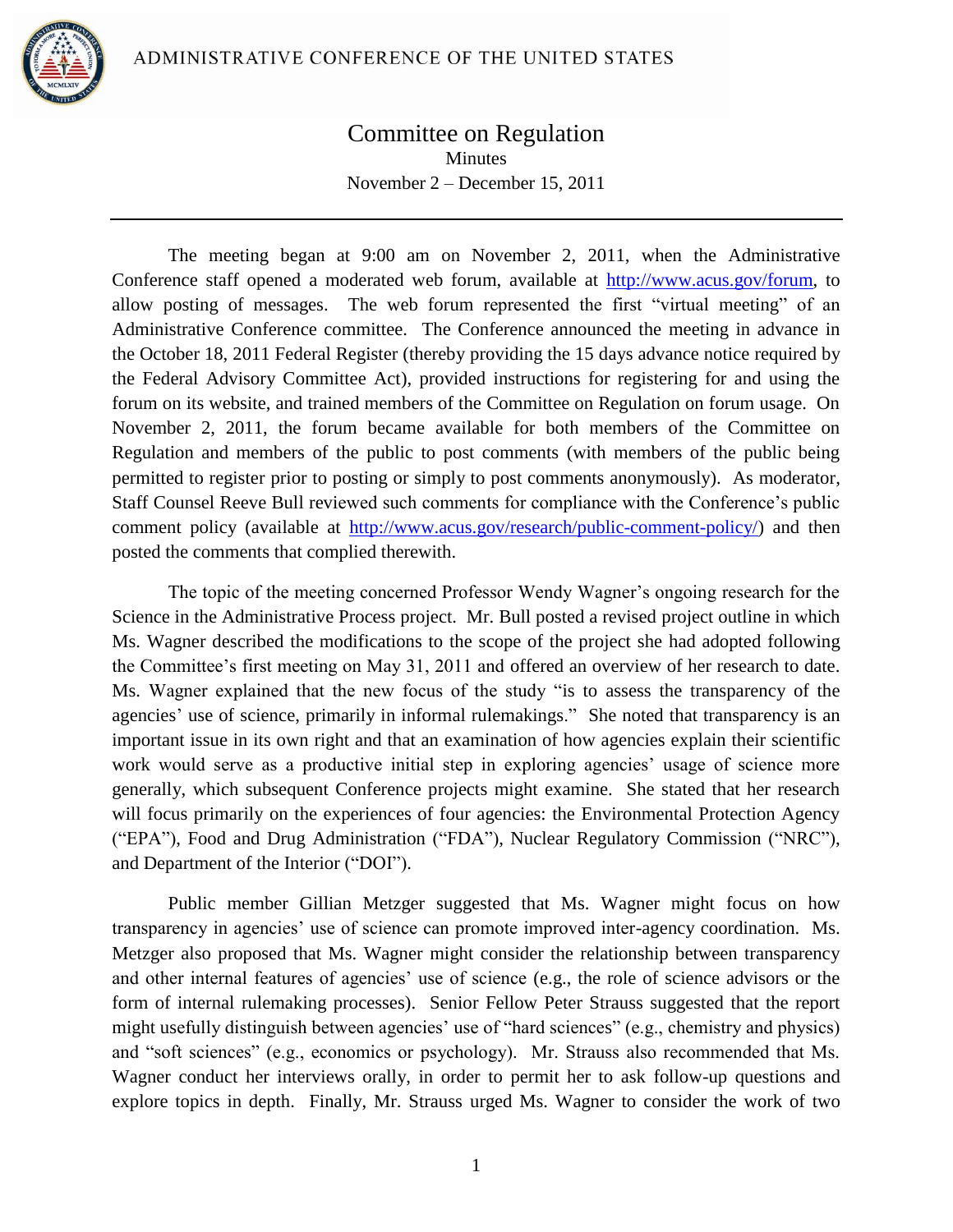ADMINISTRATIVE CONFERENCE OF THE UNITED STATES

# Committee on Regulation

Minutes

November 2 – December 15, 2011

---

The meeting began at 9:00 am on November 2, 2011, when the Administrative Conference staff opened a moderated web forum, available at http://www.acus.gov/forum, to allow posting of messages. The web forum represented the first "virtual meeting" of an Administrative Conference committee. The Conference announced the meeting in advance in the October 18, 2011 Federal Register (thereby providing the 15 days advance notice required by the Federal Advisory Committee Act), provided instructions for registering for and using the forum on its website, and trained members of the Committee on Regulation on forum usage. On November 2, 2011, the forum became available for both members of the Committee on Regulation and members of the public to post comments (with members of the public being permitted to register prior to posting or simply to post comments anonymously). As moderator, Staff Counsel Reeve Bull reviewed such comments for compliance with the Conference's public comment policy (available at http://www.acus.gov/research/public-comment-policy/) and then posted the comments that complied therewith.

The topic of the meeting concerned Professor Wendy Wagner's ongoing research for the Science in the Administrative Process project. Mr. Bull posted a revised project outline in which Ms. Wagner described the modifications to the scope of the project she had adopted following the Committee's first meeting on May 31, 2011 and offered an overview of her research to date. Ms. Wagner explained that the new focus of the study "is to assess the transparency of the agencies' use of science, primarily in informal rulemakings." She noted that transparency is an important issue in its own right and that an examination of how agencies explain their scientific work would serve as a productive initial step in exploring agencies' usage of science more generally, which subsequent Conference projects might examine. She stated that her research will focus primarily on the experiences of four agencies: the Environmental Protection Agency ("EPA"), Food and Drug Administration ("FDA"), Nuclear Regulatory Commission ("NRC"), and Department of the Interior ("DOI").

Public member Gillian Metzger suggested that Ms. Wagner might focus on how transparency in agencies' use of science can promote improved inter-agency coordination. Ms. Metzger also proposed that Ms. Wagner might consider the relationship between transparency and other internal features of agencies' use of science (e.g., the role of science advisors or the form of internal rulemaking processes). Senior Fellow Peter Strauss suggested that the report might usefully distinguish between agencies' use of "hard sciences" (e.g., chemistry and physics) and "soft sciences" (e.g., economics or psychology). Mr. Strauss also recommended that Ms. Wagner conduct her interviews orally, in order to permit her to ask follow-up questions and explore topics in depth. Finally, Mr. Strauss urged Ms. Wagner to consider the work of two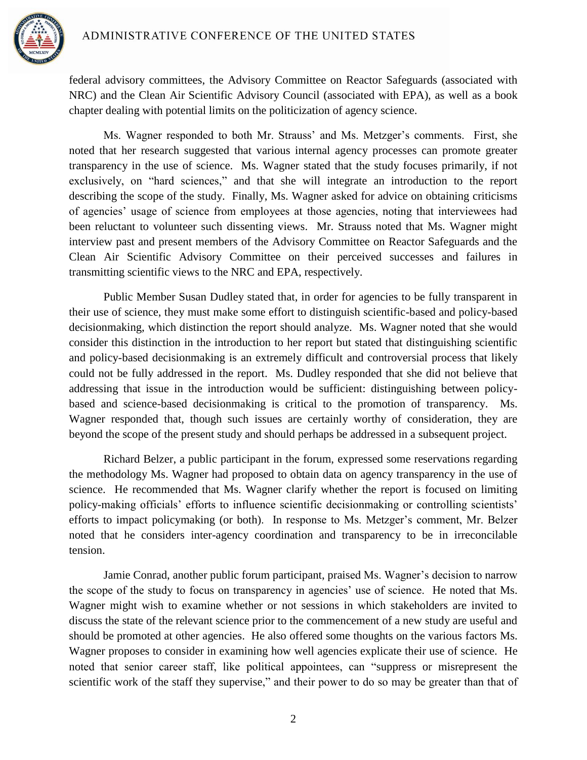federal advisory committees, the Advisory Committee on Reactor Safeguards (associated with NRC) and the Clean Air Scientific Advisory Council (associated with EPA), as well as a book chapter dealing with potential limits on the politicization of agency science.

Ms. Wagner responded to both Mr. Strauss' and Ms. Metzger's comments. First, she noted that her research suggested that various internal agency processes can promote greater transparency in the use of science. Ms. Wagner stated that the study focuses primarily, if not exclusively, on "hard sciences," and that she will integrate an introduction to the report describing the scope of the study. Finally, Ms. Wagner asked for advice on obtaining criticisms of agencies' usage of science from employees at those agencies, noting that interviewees had been reluctant to volunteer such dissenting views. Mr. Strauss noted that Ms. Wagner might interview past and present members of the Advisory Committee on Reactor Safeguards and the Clean Air Scientific Advisory Committee on their perceived successes and failures in transmitting scientific views to the NRC and EPA, respectively.

Public Member Susan Dudley stated that, in order for agencies to be fully transparent in their use of science, they must make some effort to distinguish scientific-based and policy-based decisionmaking, which distinction the report should analyze. Ms. Wagner noted that she would consider this distinction in the introduction to her report but stated that distinguishing scientific and policy-based decisionmaking is an extremely difficult and controversial process that likely could not be fully addressed in the report. Ms. Dudley responded that she did not believe that addressing that issue in the introduction would be sufficient: distinguishing between policy-based and science-based decisionmaking is critical to the promotion of transparency. Ms. Wagner responded that, though such issues are certainly worthy of consideration, they are beyond the scope of the present study and should perhaps be addressed in a subsequent project.

Richard Belzer, a public participant in the forum, expressed some reservations regarding the methodology Ms. Wagner had proposed to obtain data on agency transparency in the use of science. He recommended that Ms. Wagner clarify whether the report is focused on limiting policy-making officials' efforts to influence scientific decisionmaking or controlling scientists' efforts to impact policymaking (or both). In response to Ms. Metzger's comment, Mr. Belzer noted that he considers inter-agency coordination and transparency to be in irreconcilable tension.

Jamie Conrad, another public forum participant, praised Ms. Wagner's decision to narrow the scope of the study to focus on transparency in agencies' use of science. He noted that Ms. Wagner might wish to examine whether or not sessions in which stakeholders are invited to discuss the state of the relevant science prior to the commencement of a new study are useful and should be promoted at other agencies. He also offered some thoughts on the various factors Ms. Wagner proposes to consider in examining how well agencies explicate their use of science. He noted that senior career staff, like political appointees, can "suppress or misrepresent the scientific work of the staff they supervise," and their power to do so may be greater than that of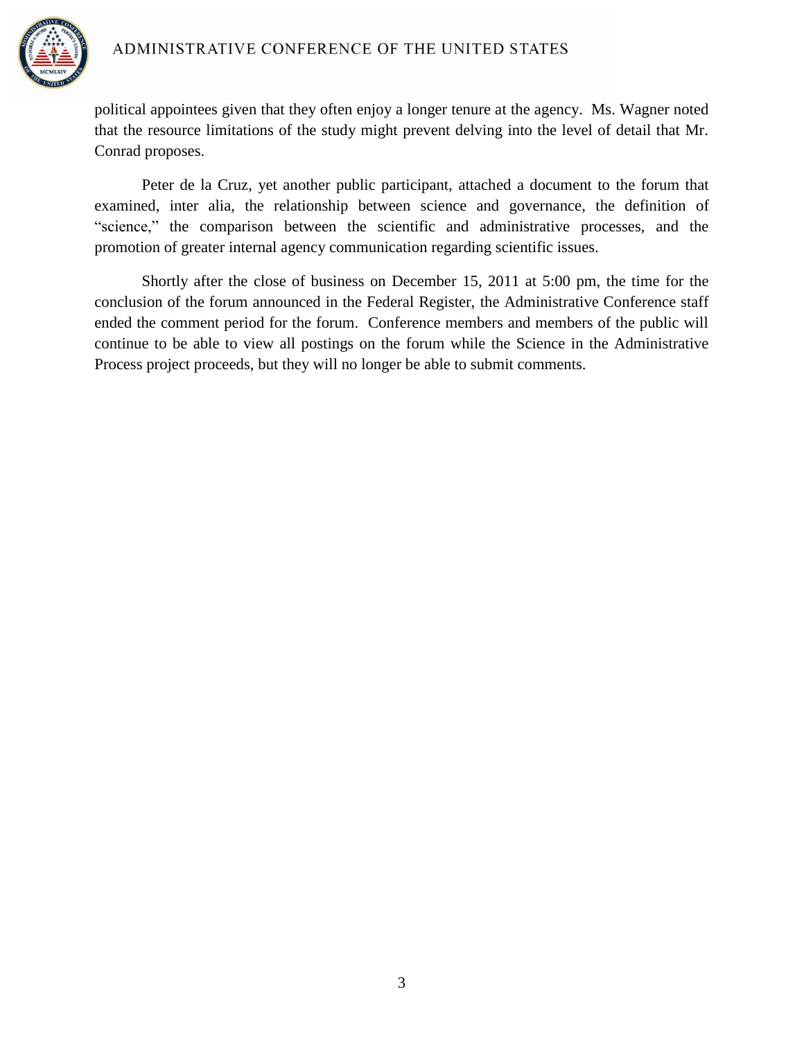political appointees given that they often enjoy a longer tenure at the agency. Ms. Wagner noted that the resource limitations of the study might prevent delving into the level of detail that Mr. Conrad proposes.

Peter de la Cruz, yet another public participant, attached a document to the forum that examined, inter alia, the relationship between science and governance, the definition of "science," the comparison between the scientific and administrative processes, and the promotion of greater internal agency communication regarding scientific issues.

Shortly after the close of business on December 15, 2011 at 5:00 pm, the time for the conclusion of the forum announced in the Federal Register, the Administrative Conference staff ended the comment period for the forum. Conference members and members of the public will continue to be able to view all postings on the forum while the Science in the Administrative Process project proceeds, but they will no longer be able to submit comments.